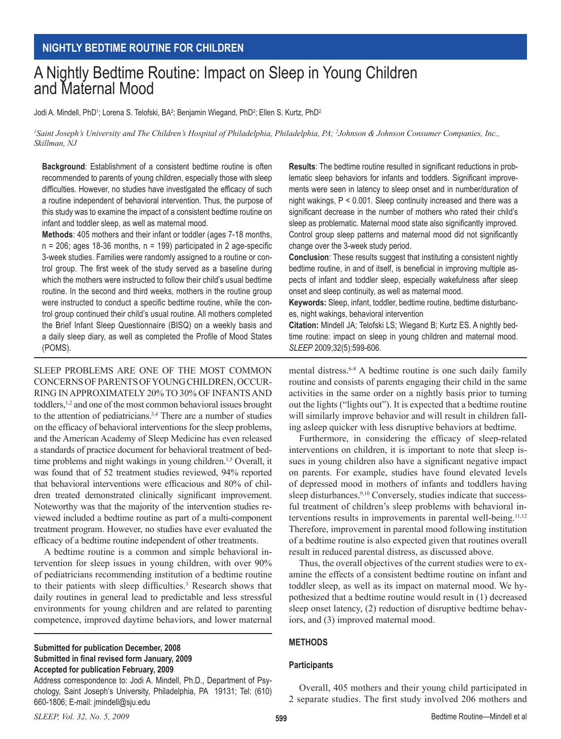**NIGHTLY BEDTIME ROUTINE FOR CHILDREN**

# A Nightly Bedtime Routine: Impact on Sleep in Young Children and Maternal Mood

Jodi A. Mindell, PhD[1]; Lorena S. Telofski, BA[2]; Benjamin Wiegand, PhD[2]; Ellen S. Kurtz, PhD[2]

*[1]Saint Joseph's University and The Children's Hospital of Philadelphia, Philadelphia, PA; [2]Johnson & Johnson Consumer Companies, Inc., Skillman, NJ*

**Background**: Establishment of a consistent bedtime routine is often recommended to parents of young children, especially those with sleep difficulties. However, no studies have investigated the efficacy of such a routine independent of behavioral intervention. Thus, the purpose of this study was to examine the impact of a consistent bedtime routine on infant and toddler sleep, as well as maternal mood.

**Methods**: 405 mothers and their infant or toddler (ages 7-18 months, n = 206; ages 18-36 months, n = 199) participated in 2 age-specific 3-week studies. Families were randomly assigned to a routine or control group. The first week of the study served as a baseline during which the mothers were instructed to follow their child's usual bedtime routine. In the second and third weeks, mothers in the routine group were instructed to conduct a specific bedtime routine, while the control group continued their child's usual routine. All mothers completed the Brief Infant Sleep Questionnaire (BISQ) on a weekly basis and a daily sleep diary, as well as completed the Profile of Mood States (POMS).

**Results**: The bedtime routine resulted in significant reductions in problematic sleep behaviors for infants and toddlers. Significant improvements were seen in latency to sleep onset and in number/duration of night wakings, $P < 0.001$. Sleep continuity increased and there was a significant decrease in the number of mothers who rated their child's sleep as problematic. Maternal mood state also significantly improved. Control group sleep patterns and maternal mood did not significantly change over the 3-week study period.

**Conclusion**: These results suggest that instituting a consistent nightly bedtime routine, in and of itself, is beneficial in improving multiple aspects of infant and toddler sleep, especially wakefulness after sleep onset and sleep continuity, as well as maternal mood.

**Keywords:** Sleep, infant, toddler, bedtime routine, bedtime disturbances, night wakings, behavioral intervention

**Citation:** Mindell JA; Telofski LS; Wiegand B; Kurtz ES. A nightly bedtime routine: impact on sleep in young children and maternal mood. *SLEEP* 2009;32(5):599-606.

SLEEP PROBLEMS ARE ONE OF THE MOST COMMON CONCERNS OF PARENTS OF YOUNG CHILDREN, OCCURRING IN APPROXIMATELY 20% TO 30% OF INFANTS AND toddlers,[1,2] and one of the most common behavioral issues brought to the attention of pediatricians.[3,4] There are a number of studies on the efficacy of behavioral interventions for the sleep problems, and the American Academy of Sleep Medicine has even released a standards of practice document for behavioral treatment of bedtime problems and night wakings in young children.[1,5] Overall, it was found that of 52 treatment studies reviewed, 94% reported that behavioral interventions were efficacious and 80% of children treated demonstrated clinically significant improvement. Noteworthy was that the majority of the intervention studies reviewed included a bedtime routine as part of a multi-component treatment program. However, no studies have ever evaluated the efficacy of a bedtime routine independent of other treatments.

A bedtime routine is a common and simple behavioral intervention for sleep issues in young children, with over 90% of pediatricians recommending institution of a bedtime routine to their patients with sleep difficulties.[3] Research shows that daily routines in general lead to predictable and less stressful environments for young children and are related to parenting competence, improved daytime behaviors, and lower maternal mental distress.[6-8] A bedtime routine is one such daily family routine and consists of parents engaging their child in the same activities in the same order on a nightly basis prior to turning out the lights ("lights out"). It is expected that a bedtime routine will similarly improve behavior and will result in children falling asleep quicker with less disruptive behaviors at bedtime.

Furthermore, in considering the efficacy of sleep-related interventions on children, it is important to note that sleep issues in young children also have a significant negative impact on parents. For example, studies have found elevated levels of depressed mood in mothers of infants and toddlers having sleep disturbances.[9,10] Conversely, studies indicate that successful treatment of children's sleep problems with behavioral interventions results in improvements in parental well-being.[11,12] Therefore, improvement in parental mood following institution of a bedtime routine is also expected given that routines overall result in reduced parental distress, as discussed above.

Thus, the overall objectives of the current studies were to examine the effects of a consistent bedtime routine on infant and toddler sleep, as well as its impact on maternal mood. We hypothesized that a bedtime routine would result in (1) decreased sleep onset latency, (2) reduction of disruptive bedtime behaviors, and (3) improved maternal mood.

**Submitted for publication December, 2008**
**Submitted in final revised form January, 2009**
**Accepted for publication February, 2009**

Address correspondence to: Jodi A. Mindell, Ph.D., Department of Psychology, Saint Joseph's University, Philadelphia, PA 19131; Tel: (610) 660-1806; E-mail: jmindell@sju.edu

## METHODS

### Participants

Overall, 405 mothers and their young child participated in 2 separate studies. The first study involved 206 mothers and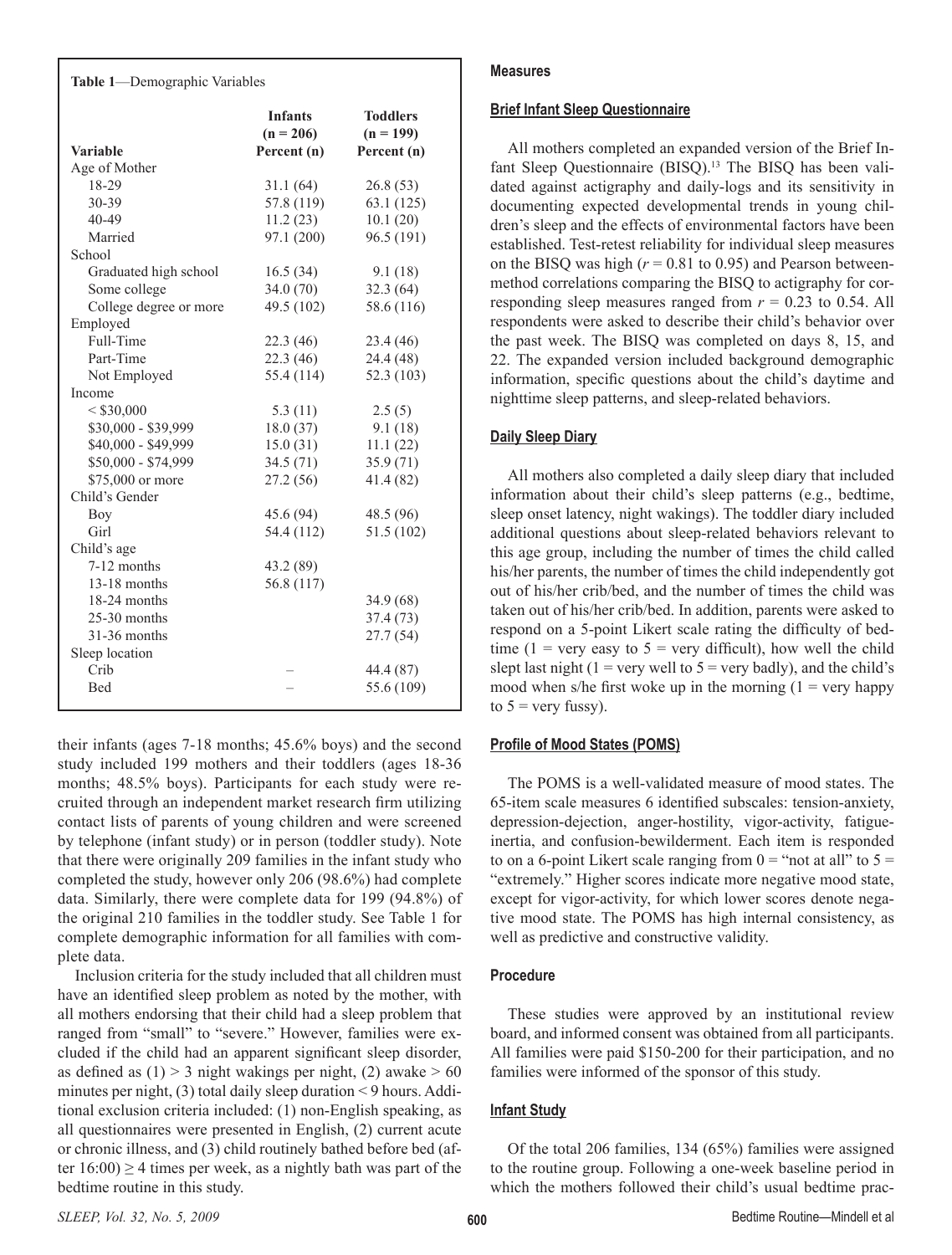**Table 1**—Demographic Variables

| Variable | Infants (n = 206) Percent (n) | Toddlers (n = 199) Percent (n) |
|---|---|---|
| Age of Mother | | |
| 18-29 | 31.1 (64) | 26.8 (53) |
| 30-39 | 57.8 (119) | 63.1 (125) |
| 40-49 | 11.2 (23) | 10.1 (20) |
| Married | 97.1 (200) | 96.5 (191) |
| School | | |
| Graduated high school | 16.5 (34) | 9.1 (18) |
| Some college | 34.0 (70) | 32.3 (64) |
| College degree or more | 49.5 (102) | 58.6 (116) |
| Employed | | |
| Full-Time | 22.3 (46) | 23.4 (46) |
| Part-Time | 22.3 (46) | 24.4 (48) |
| Not Employed | 55.4 (114) | 52.3 (103) |
| Income | | |
| < $30,000 | 5.3 (11) | 2.5 (5) |
| $30,000 - $39,999 | 18.0 (37) | 9.1 (18) |
| $40,000 - $49,999 | 15.0 (31) | 11.1 (22) |
| $50,000 - $74,999 | 34.5 (71) | 35.9 (71) |
| $75,000 or more | 27.2 (56) | 41.4 (82) |
| Child's Gender | | |
| Boy | 45.6 (94) | 48.5 (96) |
| Girl | 54.4 (112) | 51.5 (102) |
| Child's age | | |
| 7-12 months | 43.2 (89) | |
| 13-18 months | 56.8 (117) | |
| 18-24 months | | 34.9 (68) |
| 25-30 months | | 37.4 (73) |
| 31-36 months | | 27.7 (54) |
| Sleep location | | |
| Crib | – | 44.4 (87) |
| Bed | – | 55.6 (109) |

their infants (ages 7-18 months; 45.6% boys) and the second study included 199 mothers and their toddlers (ages 18-36 months; 48.5% boys). Participants for each study were recruited through an independent market research firm utilizing contact lists of parents of young children and were screened by telephone (infant study) or in person (toddler study). Note that there were originally 209 families in the infant study who completed the study, however only 206 (98.6%) had complete data. Similarly, there were complete data for 199 (94.8%) of the original 210 families in the toddler study. See Table 1 for complete demographic information for all families with complete data.

Inclusion criteria for the study included that all children must have an identified sleep problem as noted by the mother, with all mothers endorsing that their child had a sleep problem that ranged from "small" to "severe." However, families were excluded if the child had an apparent significant sleep disorder, as defined as (1) > 3 night wakings per night, (2) awake > 60 minutes per night, (3) total daily sleep duration < 9 hours. Additional exclusion criteria included: (1) non-English speaking, as all questionnaires were presented in English, (2) current acute or chronic illness, and (3) child routinely bathed before bed (after 16:00) ≥ 4 times per week, as a nightly bath was part of the bedtime routine in this study.

## Measures

### Brief Infant Sleep Questionnaire

All mothers completed an expanded version of the Brief Infant Sleep Questionnaire (BISQ).[13] The BISQ has been validated against actigraphy and daily-logs and its sensitivity in documenting expected developmental trends in young children's sleep and the effects of environmental factors have been established. Test-retest reliability for individual sleep measures on the BISQ was high ($r$ = 0.81 to 0.95) and Pearson between-method correlations comparing the BISQ to actigraphy for corresponding sleep measures ranged from $r$ = 0.23 to 0.54. All respondents were asked to describe their child's behavior over the past week. The BISQ was completed on days 8, 15, and 22. The expanded version included background demographic information, specific questions about the child's daytime and nighttime sleep patterns, and sleep-related behaviors.

### Daily Sleep Diary

All mothers also completed a daily sleep diary that included information about their child's sleep patterns (e.g., bedtime, sleep onset latency, night wakings). The toddler diary included additional questions about sleep-related behaviors relevant to this age group, including the number of times the child called his/her parents, the number of times the child independently got out of his/her crib/bed, and the number of times the child was taken out of his/her crib/bed. In addition, parents were asked to respond on a 5-point Likert scale rating the difficulty of bedtime (1 = very easy to 5 = very difficult), how well the child slept last night (1 = very well to 5 = very badly), and the child's mood when s/he first woke up in the morning (1 = very happy to 5 = very fussy).

### Profile of Mood States (POMS)

The POMS is a well-validated measure of mood states. The 65-item scale measures 6 identified subscales: tension-anxiety, depression-dejection, anger-hostility, vigor-activity, fatigue-inertia, and confusion-bewilderment. Each item is responded to on a 6-point Likert scale ranging from 0 = "not at all" to 5 = "extremely." Higher scores indicate more negative mood state, except for vigor-activity, for which lower scores denote negative mood state. The POMS has high internal consistency, as well as predictive and constructive validity.

## Procedure

These studies were approved by an institutional review board, and informed consent was obtained from all participants. All families were paid $150-200 for their participation, and no families were informed of the sponsor of this study.

### Infant Study

Of the total 206 families, 134 (65%) families were assigned to the routine group. Following a one-week baseline period in which the mothers followed their child's usual bedtime prac-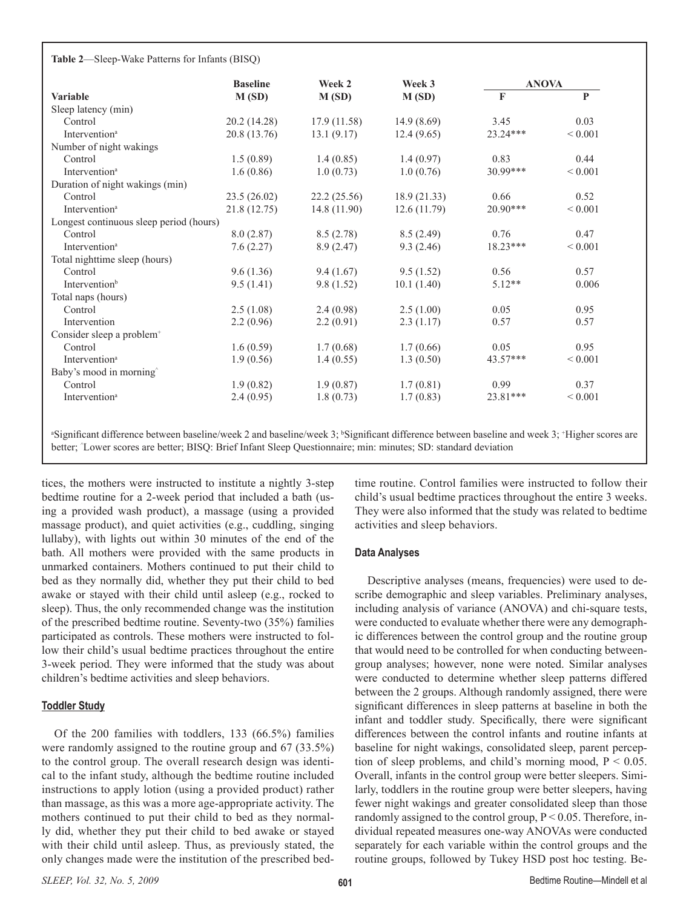**Table 2**—Sleep-Wake Patterns for Infants (BISQ)

| Variable | Baseline M (SD) | Week 2 M (SD) | Week 3 M (SD) | ANOVA F | ANOVA P |
|---|---|---|---|---|---|
| Sleep latency (min) | | | | | |
| Control | 20.2 (14.28) | 17.9 (11.58) | 14.9 (8.69) | 3.45 | 0.03 |
| Intervention[a] | 20.8 (13.76) | 13.1 (9.17) | 12.4 (9.65) | 23.24*** | < 0.001 |
| Number of night wakings | | | | | |
| Control | 1.5 (0.89) | 1.4 (0.85) | 1.4 (0.97) | 0.83 | 0.44 |
| Intervention[a] | 1.6 (0.86) | 1.0 (0.73) | 1.0 (0.76) | 30.99*** | < 0.001 |
| Duration of night wakings (min) | | | | | |
| Control | 23.5 (26.02) | 22.2 (25.56) | 18.9 (21.33) | 0.66 | 0.52 |
| Intervention[a] | 21.8 (12.75) | 14.8 (11.90) | 12.6 (11.79) | 20.90*** | < 0.001 |
| Longest continuous sleep period (hours) | | | | | |
| Control | 8.0 (2.87) | 8.5 (2.78) | 8.5 (2.49) | 0.76 | 0.47 |
| Intervention[a] | 7.6 (2.27) | 8.9 (2.47) | 9.3 (2.46) | 18.23*** | < 0.001 |
| Total nighttime sleep (hours) | | | | | |
| Control | 9.6 (1.36) | 9.4 (1.67) | 9.5 (1.52) | 0.56 | 0.57 |
| Intervention[b] | 9.5 (1.41) | 9.8 (1.52) | 10.1 (1.40) | 5.12** | 0.006 |
| Total naps (hours) | | | | | |
| Control | 2.5 (1.08) | 2.4 (0.98) | 2.5 (1.00) | 0.05 | 0.95 |
| Intervention | 2.2 (0.96) | 2.2 (0.91) | 2.3 (1.17) | 0.57 | 0.57 |
| Consider sleep a problem[+] | | | | | |
| Control | 1.6 (0.59) | 1.7 (0.68) | 1.7 (0.66) | 0.05 | 0.95 |
| Intervention[a] | 1.9 (0.56) | 1.4 (0.55) | 1.3 (0.50) | 43.57*** | < 0.001 |
| Baby's mood in morning[^] | | | | | |
| Control | 1.9 (0.82) | 1.9 (0.87) | 1.7 (0.81) | 0.99 | 0.37 |
| Intervention[a] | 2.4 (0.95) | 1.8 (0.73) | 1.7 (0.83) | 23.81*** | < 0.001 |

[a]Significant difference between baseline/week 2 and baseline/week 3; [b]Significant difference between baseline and week 3; [+]Higher scores are better; [^]Lower scores are better; BISQ: Brief Infant Sleep Questionnaire; min: minutes; SD: standard deviation

tices, the mothers were instructed to institute a nightly 3-step bedtime routine for a 2-week period that included a bath (using a provided wash product), a massage (using a provided massage product), and quiet activities (e.g., cuddling, singing lullaby), with lights out within 30 minutes of the end of the bath. All mothers were provided with the same products in unmarked containers. Mothers continued to put their child to bed as they normally did, whether they put their child to bed awake or stayed with their child until asleep (e.g., rocked to sleep). Thus, the only recommended change was the institution of the prescribed bedtime routine. Seventy-two (35%) families participated as controls. These mothers were instructed to follow their child's usual bedtime practices throughout the entire 3-week period. They were informed that the study was about children's bedtime activities and sleep behaviors.

## Toddler Study

Of the 200 families with toddlers, 133 (66.5%) families were randomly assigned to the routine group and 67 (33.5%) to the control group. The overall research design was identical to the infant study, although the bedtime routine included instructions to apply lotion (using a provided product) rather than massage, as this was a more age-appropriate activity. The mothers continued to put their child to bed as they normally did, whether they put their child to bed awake or stayed with their child until asleep. Thus, as previously stated, the only changes made were the institution of the prescribed bedtime routine. Control families were instructed to follow their child's usual bedtime practices throughout the entire 3 weeks. They were also informed that the study was related to bedtime activities and sleep behaviors.

## Data Analyses

Descriptive analyses (means, frequencies) were used to describe demographic and sleep variables. Preliminary analyses, including analysis of variance (ANOVA) and chi-square tests, were conducted to evaluate whether there were any demographic differences between the control group and the routine group that would need to be controlled for when conducting between-group analyses; however, none were noted. Similar analyses were conducted to determine whether sleep patterns differed between the 2 groups. Although randomly assigned, there were significant differences in sleep patterns at baseline in both the infant and toddler study. Specifically, there were significant differences between the control infants and routine infants at baseline for night wakings, consolidated sleep, parent perception of sleep problems, and child's morning mood, $P < 0.05$. Overall, infants in the control group were better sleepers. Similarly, toddlers in the routine group were better sleepers, having fewer night wakings and greater consolidated sleep than those randomly assigned to the control group, $P < 0.05$. Therefore, individual repeated measures one-way ANOVAs were conducted separately for each variable within the control groups and the routine groups, followed by Tukey HSD post hoc testing. Be-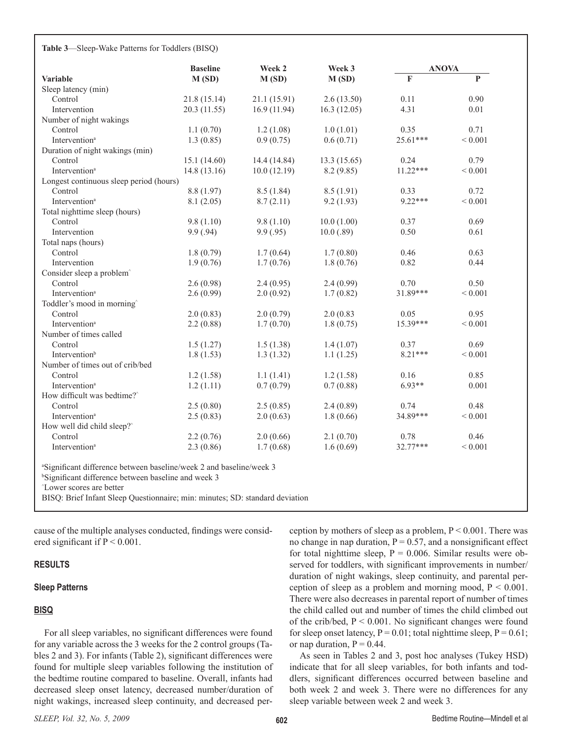**Table 3**—Sleep-Wake Patterns for Toddlers (BISQ)

| Variable | Baseline M (SD) | Week 2 M (SD) | Week 3 M (SD) | ANOVA F | ANOVA P |
|---|---|---|---|---|---|
| Sleep latency (min) | | | | | |
| Control | 21.8 (15.14) | 21.1 (15.91) | 2.6 (13.50) | 0.11 | 0.90 |
| Intervention | 20.3 (11.55) | 16.9 (11.94) | 16.3 (12.05) | 4.31 | 0.01 |
| Number of night wakings | | | | | |
| Control | 1.1 (0.70) | 1.2 (1.08) | 1.0 (1.01) | 0.35 | 0.71 |
| Intervention[a] | 1.3 (0.85) | 0.9 (0.75) | 0.6 (0.71) | 25.61*** | < 0.001 |
| Duration of night wakings (min) | | | | | |
| Control | 15.1 (14.60) | 14.4 (14.84) | 13.3 (15.65) | 0.24 | 0.79 |
| Intervention[a] | 14.8 (13.16) | 10.0 (12.19) | 8.2 (9.85) | 11.22*** | < 0.001 |
| Longest continuous sleep period (hours) | | | | | |
| Control | 8.8 (1.97) | 8.5 (1.84) | 8.5 (1.91) | 0.33 | 0.72 |
| Intervention[a] | 8.1 (2.05) | 8.7 (2.11) | 9.2 (1.93) | 9.22*** | < 0.001 |
| Total nighttime sleep (hours) | | | | | |
| Control | 9.8 (1.10) | 9.8 (1.10) | 10.0 (1.00) | 0.37 | 0.69 |
| Intervention | 9.9 (.94) | 9.9 (.95) | 10.0 (.89) | 0.50 | 0.61 |
| Total naps (hours) | | | | | |
| Control | 1.8 (0.79) | 1.7 (0.64) | 1.7 (0.80) | 0.46 | 0.63 |
| Intervention | 1.9 (0.76) | 1.7 (0.76) | 1.8 (0.76) | 0.82 | 0.44 |
| Consider sleep a problem^ | | | | | |
| Control | 2.6 (0.98) | 2.4 (0.95) | 2.4 (0.99) | 0.70 | 0.50 |
| Intervention[a] | 2.6 (0.99) | 2.0 (0.92) | 1.7 (0.82) | 31.89*** | < 0.001 |
| Toddler's mood in morning^ | | | | | |
| Control | 2.0 (0.83) | 2.0 (0.79) | 2.0 (0.83 | 0.05 | 0.95 |
| Intervention[a] | 2.2 (0.88) | 1.7 (0.70) | 1.8 (0.75) | 15.39*** | < 0.001 |
| Number of times called | | | | | |
| Control | 1.5 (1.27) | 1.5 (1.38) | 1.4 (1.07) | 0.37 | 0.69 |
| Intervention[b] | 1.8 (1.53) | 1.3 (1.32) | 1.1 (1.25) | 8.21*** | < 0.001 |
| Number of times out of crib/bed | | | | | |
| Control | 1.2 (1.58) | 1.1 (1.41) | 1.2 (1.58) | 0.16 | 0.85 |
| Intervention[a] | 1.2 (1.11) | 0.7 (0.79) | 0.7 (0.88) | 6.93** | 0.001 |
| How difficult was bedtime?^ | | | | | |
| Control | 2.5 (0.80) | 2.5 (0.85) | 2.4 (0.89) | 0.74 | 0.48 |
| Intervention[a] | 2.5 (0.83) | 2.0 (0.63) | 1.8 (0.66) | 34.89*** | < 0.001 |
| How well did child sleep?^ | | | | | |
| Control | 2.2 (0.76) | 2.0 (0.66) | 2.1 (0.70) | 0.78 | 0.46 |
| Intervention[a] | 2.3 (0.86) | 1.7 (0.68) | 1.6 (0.69) | 32.77*** | < 0.001 |

[a]Significant difference between baseline/week 2 and baseline/week 3
[b]Significant difference between baseline and week 3
^Lower scores are better
BISQ: Brief Infant Sleep Questionnaire; min: minutes; SD: standard deviation

cause of the multiple analyses conducted, findings were considered significant if $P < 0.001$.

## RESULTS

### Sleep Patterns

#### BISQ

For all sleep variables, no significant differences were found for any variable across the 3 weeks for the 2 control groups (Tables 2 and 3). For infants (Table 2), significant differences were found for multiple sleep variables following the institution of the bedtime routine compared to baseline. Overall, infants had decreased sleep onset latency, decreased number/duration of night wakings, increased sleep continuity, and decreased perception by mothers of sleep as a problem, $P < 0.001$. There was no change in nap duration, $P = 0.57$, and a nonsignificant effect for total nighttime sleep, $P = 0.006$. Similar results were observed for toddlers, with significant improvements in number/duration of night wakings, sleep continuity, and parental perception of sleep as a problem and morning mood, $P < 0.001$. There were also decreases in parental report of number of times the child called out and number of times the child climbed out of the crib/bed, $P < 0.001$. No significant changes were found for sleep onset latency, $P = 0.01$; total nighttime sleep, $P = 0.61$; or nap duration, $P = 0.44$.

As seen in Tables 2 and 3, post hoc analyses (Tukey HSD) indicate that for all sleep variables, for both infants and toddlers, significant differences occurred between baseline and both week 2 and week 3. There were no differences for any sleep variable between week 2 and week 3.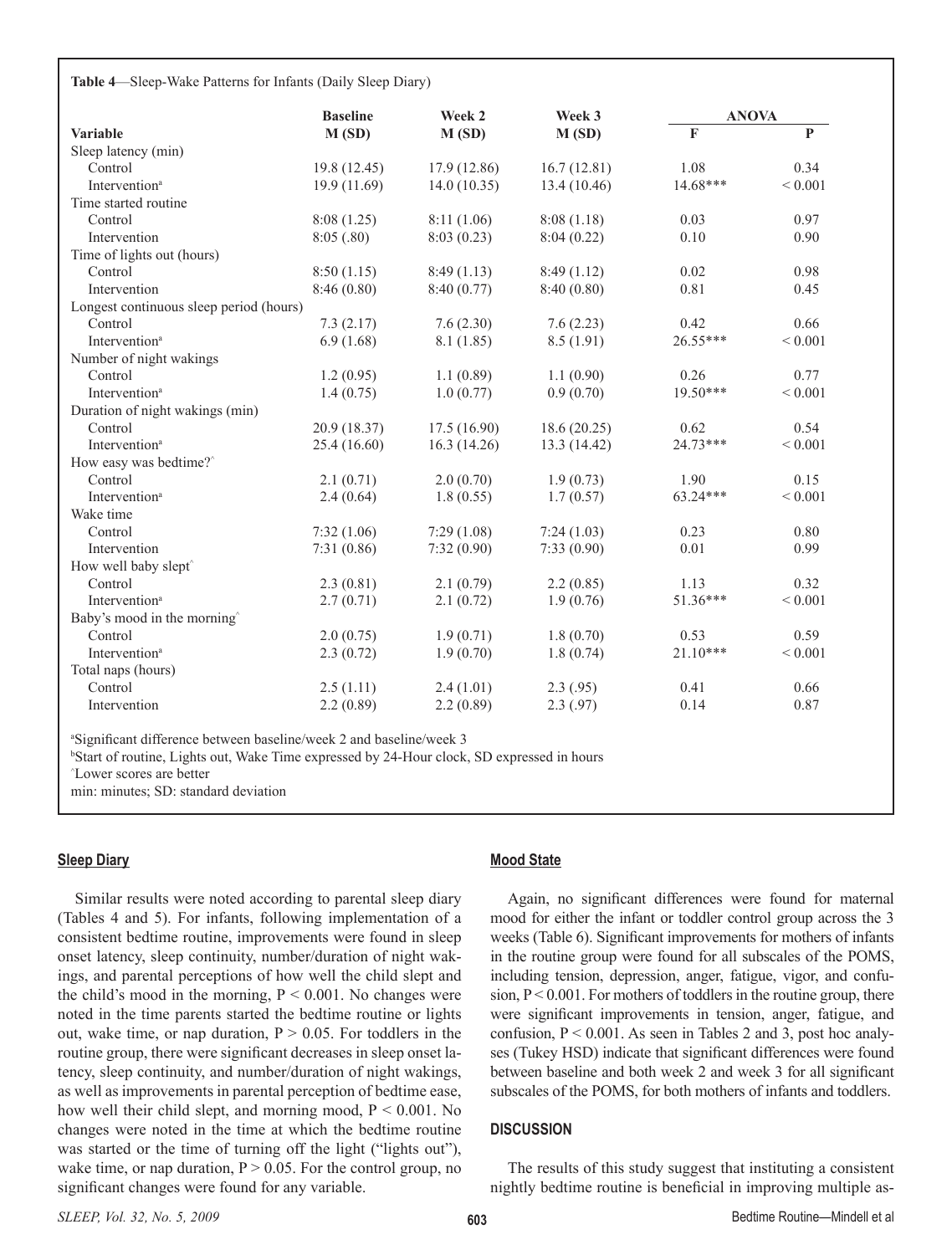**Table 4**—Sleep-Wake Patterns for Infants (Daily Sleep Diary)

| Variable | Baseline M (SD) | Week 2 M (SD) | Week 3 M (SD) | ANOVA F | ANOVA P |
|---|---|---|---|---|---|
| Sleep latency (min) | | | | | |
| Control | 19.8 (12.45) | 17.9 (12.86) | 16.7 (12.81) | 1.08 | 0.34 |
| Intervention[a] | 19.9 (11.69) | 14.0 (10.35) | 13.4 (10.46) | 14.68*** | < 0.001 |
| Time started routine | | | | | |
| Control | 8:08 (1.25) | 8:11 (1.06) | 8:08 (1.18) | 0.03 | 0.97 |
| Intervention | 8:05 (.80) | 8:03 (0.23) | 8:04 (0.22) | 0.10 | 0.90 |
| Time of lights out (hours) | | | | | |
| Control | 8:50 (1.15) | 8:49 (1.13) | 8:49 (1.12) | 0.02 | 0.98 |
| Intervention | 8:46 (0.80) | 8:40 (0.77) | 8:40 (0.80) | 0.81 | 0.45 |
| Longest continuous sleep period (hours) | | | | | |
| Control | 7.3 (2.17) | 7.6 (2.30) | 7.6 (2.23) | 0.42 | 0.66 |
| Intervention[a] | 6.9 (1.68) | 8.1 (1.85) | 8.5 (1.91) | 26.55*** | < 0.001 |
| Number of night wakings | | | | | |
| Control | 1.2 (0.95) | 1.1 (0.89) | 1.1 (0.90) | 0.26 | 0.77 |
| Intervention[a] | 1.4 (0.75) | 1.0 (0.77) | 0.9 (0.70) | 19.50*** | < 0.001 |
| Duration of night wakings (min) | | | | | |
| Control | 20.9 (18.37) | 17.5 (16.90) | 18.6 (20.25) | 0.62 | 0.54 |
| Intervention[a] | 25.4 (16.60) | 16.3 (14.26) | 13.3 (14.42) | 24.73*** | < 0.001 |
| How easy was bedtime?^ | | | | | |
| Control | 2.1 (0.71) | 2.0 (0.70) | 1.9 (0.73) | 1.90 | 0.15 |
| Intervention[a] | 2.4 (0.64) | 1.8 (0.55) | 1.7 (0.57) | 63.24*** | < 0.001 |
| Wake time | | | | | |
| Control | 7:32 (1.06) | 7:29 (1.08) | 7:24 (1.03) | 0.23 | 0.80 |
| Intervention | 7:31 (0.86) | 7:32 (0.90) | 7:33 (0.90) | 0.01 | 0.99 |
| How well baby slept^ | | | | | |
| Control | 2.3 (0.81) | 2.1 (0.79) | 2.2 (0.85) | 1.13 | 0.32 |
| Intervention[a] | 2.7 (0.71) | 2.1 (0.72) | 1.9 (0.76) | 51.36*** | < 0.001 |
| Baby's mood in the morning^ | | | | | |
| Control | 2.0 (0.75) | 1.9 (0.71) | 1.8 (0.70) | 0.53 | 0.59 |
| Intervention[a] | 2.3 (0.72) | 1.9 (0.70) | 1.8 (0.74) | 21.10*** | < 0.001 |
| Total naps (hours) | | | | | |
| Control | 2.5 (1.11) | 2.4 (1.01) | 2.3 (.95) | 0.41 | 0.66 |
| Intervention | 2.2 (0.89) | 2.2 (0.89) | 2.3 (.97) | 0.14 | 0.87 |

[a]Significant difference between baseline/week 2 and baseline/week 3
[b]Start of routine, Lights out, Wake Time expressed by 24-Hour clock, SD expressed in hours
^Lower scores are better
min: minutes; SD: standard deviation

**Sleep Diary**

Similar results were noted according to parental sleep diary (Tables 4 and 5). For infants, following implementation of a consistent bedtime routine, improvements were found in sleep onset latency, sleep continuity, number/duration of night wakings, and parental perceptions of how well the child slept and the child's mood in the morning, $P < 0.001$. No changes were noted in the time parents started the bedtime routine or lights out, wake time, or nap duration, $P > 0.05$. For toddlers in the routine group, there were significant decreases in sleep onset latency, sleep continuity, and number/duration of night wakings, as well as improvements in parental perception of bedtime ease, how well their child slept, and morning mood, $P < 0.001$. No changes were noted in the time at which the bedtime routine was started or the time of turning off the light ("lights out"), wake time, or nap duration, $P > 0.05$. For the control group, no significant changes were found for any variable.

**Mood State**

Again, no significant differences were found for maternal mood for either the infant or toddler control group across the 3 weeks (Table 6). Significant improvements for mothers of infants in the routine group were found for all subscales of the POMS, including tension, depression, anger, fatigue, vigor, and confusion, $P < 0.001$. For mothers of toddlers in the routine group, there were significant improvements in tension, anger, fatigue, and confusion, $P < 0.001$. As seen in Tables 2 and 3, post hoc analyses (Tukey HSD) indicate that significant differences were found between baseline and both week 2 and week 3 for all significant subscales of the POMS, for both mothers of infants and toddlers.

## DISCUSSION

The results of this study suggest that instituting a consistent nightly bedtime routine is beneficial in improving multiple as-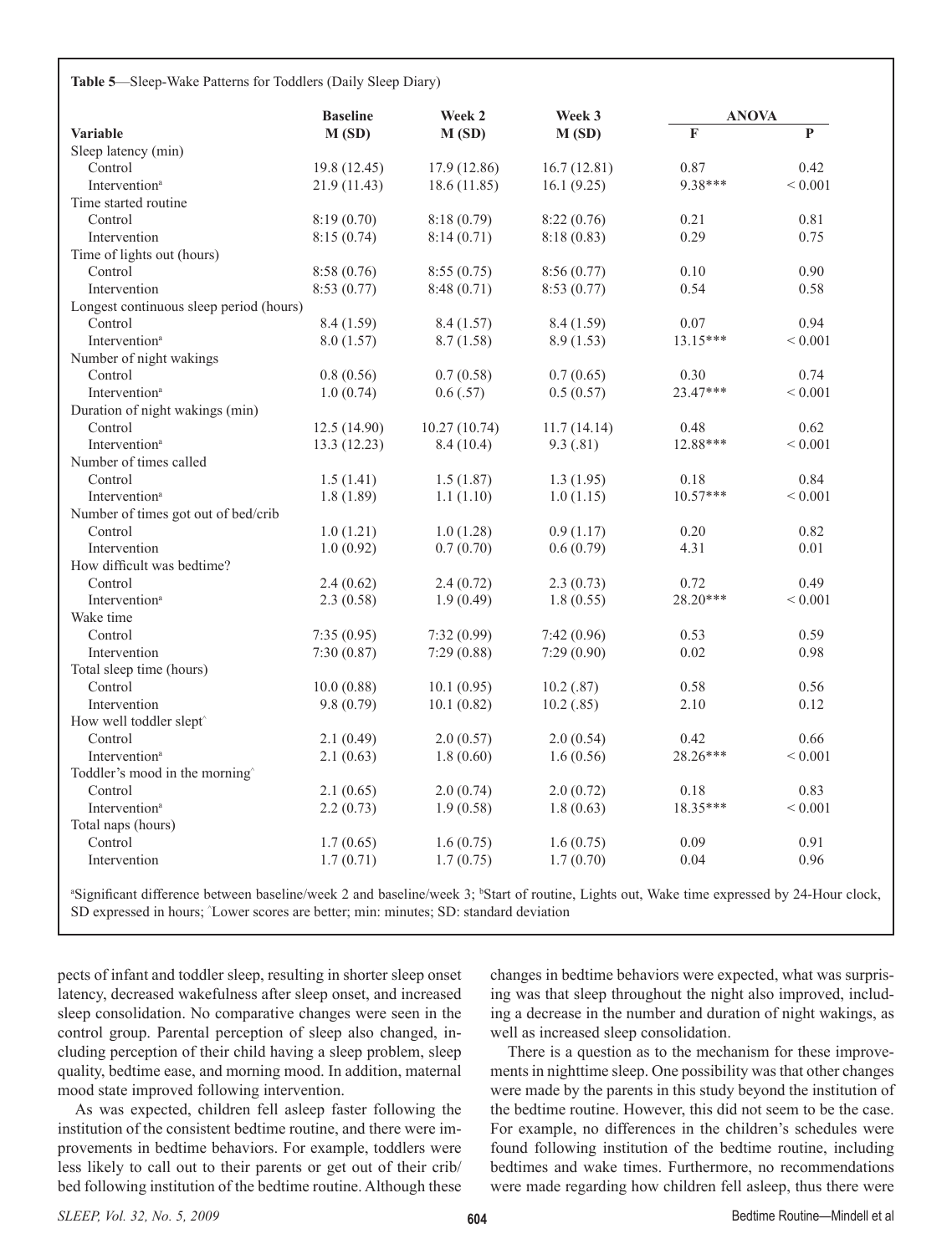**Table 5**—Sleep-Wake Patterns for Toddlers (Daily Sleep Diary)

| Variable | Baseline M (SD) | Week 2 M (SD) | Week 3 M (SD) | ANOVA F | ANOVA P |
|---|---|---|---|---|---|
| Sleep latency (min) | | | | | |
| Control | 19.8 (12.45) | 17.9 (12.86) | 16.7 (12.81) | 0.87 | 0.42 |
| Intervention[a] | 21.9 (11.43) | 18.6 (11.85) | 16.1 (9.25) | 9.38*** | < 0.001 |
| Time started routine | | | | | |
| Control | 8:19 (0.70) | 8:18 (0.79) | 8:22 (0.76) | 0.21 | 0.81 |
| Intervention | 8:15 (0.74) | 8:14 (0.71) | 8:18 (0.83) | 0.29 | 0.75 |
| Time of lights out (hours) | | | | | |
| Control | 8:58 (0.76) | 8:55 (0.75) | 8:56 (0.77) | 0.10 | 0.90 |
| Intervention | 8:53 (0.77) | 8:48 (0.71) | 8:53 (0.77) | 0.54 | 0.58 |
| Longest continuous sleep period (hours) | | | | | |
| Control | 8.4 (1.59) | 8.4 (1.57) | 8.4 (1.59) | 0.07 | 0.94 |
| Intervention[a] | 8.0 (1.57) | 8.7 (1.58) | 8.9 (1.53) | 13.15*** | < 0.001 |
| Number of night wakings | | | | | |
| Control | 0.8 (0.56) | 0.7 (0.58) | 0.7 (0.65) | 0.30 | 0.74 |
| Intervention[a] | 1.0 (0.74) | 0.6 (.57) | 0.5 (0.57) | 23.47*** | < 0.001 |
| Duration of night wakings (min) | | | | | |
| Control | 12.5 (14.90) | 10.27 (10.74) | 11.7 (14.14) | 0.48 | 0.62 |
| Intervention[a] | 13.3 (12.23) | 8.4 (10.4) | 9.3 (.81) | 12.88*** | < 0.001 |
| Number of times called | | | | | |
| Control | 1.5 (1.41) | 1.5 (1.87) | 1.3 (1.95) | 0.18 | 0.84 |
| Intervention[a] | 1.8 (1.89) | 1.1 (1.10) | 1.0 (1.15) | 10.57*** | < 0.001 |
| Number of times got out of bed/crib | | | | | |
| Control | 1.0 (1.21) | 1.0 (1.28) | 0.9 (1.17) | 0.20 | 0.82 |
| Intervention | 1.0 (0.92) | 0.7 (0.70) | 0.6 (0.79) | 4.31 | 0.01 |
| How difficult was bedtime? | | | | | |
| Control | 2.4 (0.62) | 2.4 (0.72) | 2.3 (0.73) | 0.72 | 0.49 |
| Intervention[a] | 2.3 (0.58) | 1.9 (0.49) | 1.8 (0.55) | 28.20*** | < 0.001 |
| Wake time | | | | | |
| Control | 7:35 (0.95) | 7:32 (0.99) | 7:42 (0.96) | 0.53 | 0.59 |
| Intervention | 7:30 (0.87) | 7:29 (0.88) | 7:29 (0.90) | 0.02 | 0.98 |
| Total sleep time (hours) | | | | | |
| Control | 10.0 (0.88) | 10.1 (0.95) | 10.2 (.87) | 0.58 | 0.56 |
| Intervention | 9.8 (0.79) | 10.1 (0.82) | 10.2 (.85) | 2.10 | 0.12 |
| How well toddler slept^ | | | | | |
| Control | 2.1 (0.49) | 2.0 (0.57) | 2.0 (0.54) | 0.42 | 0.66 |
| Intervention[a] | 2.1 (0.63) | 1.8 (0.60) | 1.6 (0.56) | 28.26*** | < 0.001 |
| Toddler's mood in the morning^ | | | | | |
| Control | 2.1 (0.65) | 2.0 (0.74) | 2.0 (0.72) | 0.18 | 0.83 |
| Intervention[a] | 2.2 (0.73) | 1.9 (0.58) | 1.8 (0.63) | 18.35*** | < 0.001 |
| Total naps (hours) | | | | | |
| Control | 1.7 (0.65) | 1.6 (0.75) | 1.6 (0.75) | 0.09 | 0.91 |
| Intervention | 1.7 (0.71) | 1.7 (0.75) | 1.7 (0.70) | 0.04 | 0.96 |

[a]Significant difference between baseline/week 2 and baseline/week 3; [b]Start of routine, Lights out, Wake time expressed by 24-Hour clock, SD expressed in hours; ^Lower scores are better; min: minutes; SD: standard deviation

pects of infant and toddler sleep, resulting in shorter sleep onset latency, decreased wakefulness after sleep onset, and increased sleep consolidation. No comparative changes were seen in the control group. Parental perception of sleep also changed, including perception of their child having a sleep problem, sleep quality, bedtime ease, and morning mood. In addition, maternal mood state improved following intervention.

As was expected, children fell asleep faster following the institution of the consistent bedtime routine, and there were improvements in bedtime behaviors. For example, toddlers were less likely to call out to their parents or get out of their crib/bed following institution of the bedtime routine. Although these changes in bedtime behaviors were expected, what was surprising was that sleep throughout the night also improved, including a decrease in the number and duration of night wakings, as well as increased sleep consolidation.

There is a question as to the mechanism for these improvements in nighttime sleep. One possibility was that other changes were made by the parents in this study beyond the institution of the bedtime routine. However, this did not seem to be the case. For example, no differences in the children's schedules were found following institution of the bedtime routine, including bedtimes and wake times. Furthermore, no recommendations were made regarding how children fell asleep, thus there were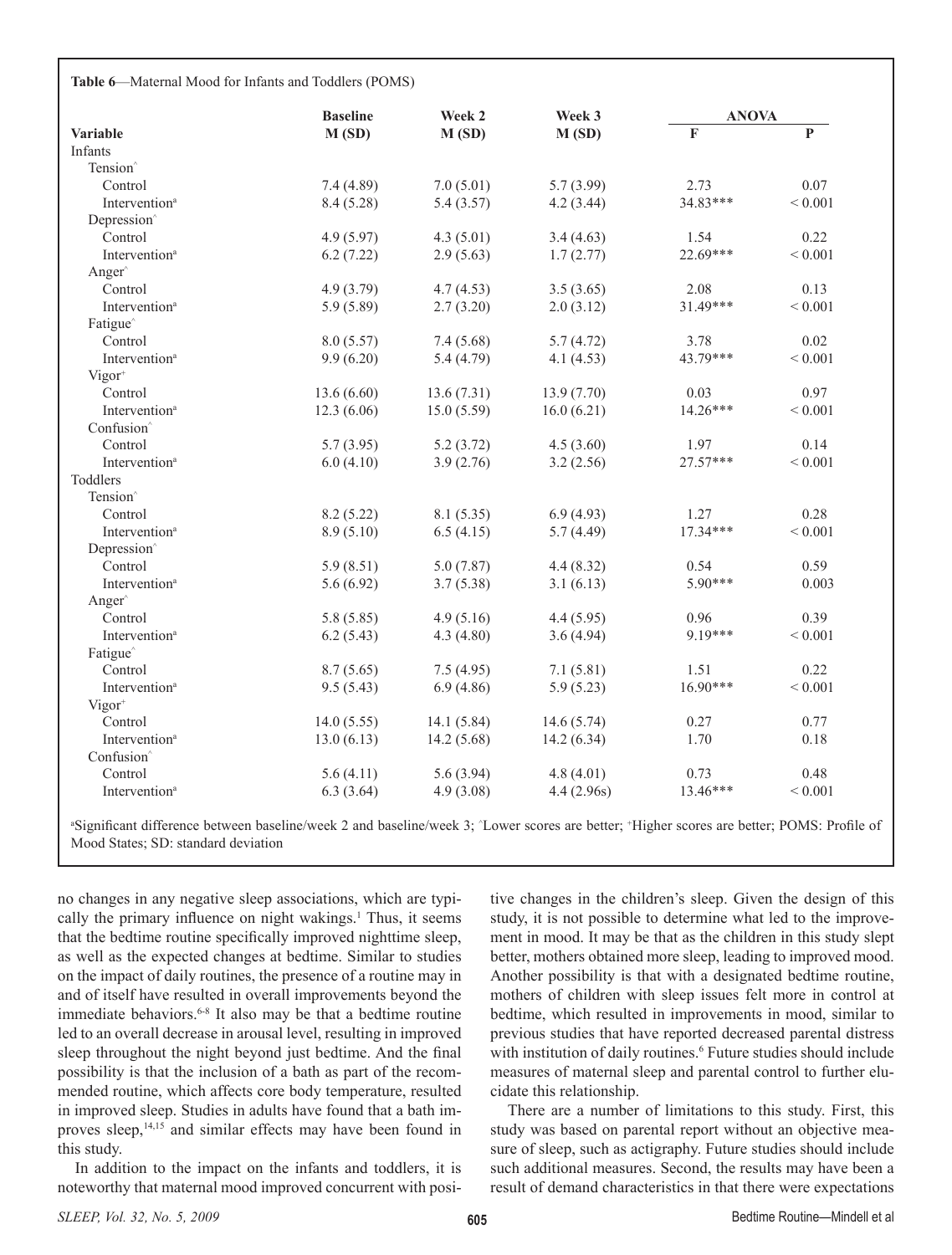**Table 6**—Maternal Mood for Infants and Toddlers (POMS)

| Variable | Baseline M (SD) | Week 2 M (SD) | Week 3 M (SD) | ANOVA F | ANOVA P |
|---|---|---|---|---|---|
| Infants | | | | | |
| Tension^ | | | | | |
| Control | 7.4 (4.89) | 7.0 (5.01) | 5.7 (3.99) | 2.73 | 0.07 |
| Intervention[a] | 8.4 (5.28) | 5.4 (3.57) | 4.2 (3.44) | 34.83*** | < 0.001 |
| Depression^ | | | | | |
| Control | 4.9 (5.97) | 4.3 (5.01) | 3.4 (4.63) | 1.54 | 0.22 |
| Intervention[a] | 6.2 (7.22) | 2.9 (5.63) | 1.7 (2.77) | 22.69*** | < 0.001 |
| Anger^ | | | | | |
| Control | 4.9 (3.79) | 4.7 (4.53) | 3.5 (3.65) | 2.08 | 0.13 |
| Intervention[a] | 5.9 (5.89) | 2.7 (3.20) | 2.0 (3.12) | 31.49*** | < 0.001 |
| Fatigue^ | | | | | |
| Control | 8.0 (5.57) | 7.4 (5.68) | 5.7 (4.72) | 3.78 | 0.02 |
| Intervention[a] | 9.9 (6.20) | 5.4 (4.79) | 4.1 (4.53) | 43.79*** | < 0.001 |
| Vigor+ | | | | | |
| Control | 13.6 (6.60) | 13.6 (7.31) | 13.9 (7.70) | 0.03 | 0.97 |
| Intervention[a] | 12.3 (6.06) | 15.0 (5.59) | 16.0 (6.21) | 14.26*** | < 0.001 |
| Confusion^ | | | | | |
| Control | 5.7 (3.95) | 5.2 (3.72) | 4.5 (3.60) | 1.97 | 0.14 |
| Intervention[a] | 6.0 (4.10) | 3.9 (2.76) | 3.2 (2.56) | 27.57*** | < 0.001 |
| Toddlers | | | | | |
| Tension^ | | | | | |
| Control | 8.2 (5.22) | 8.1 (5.35) | 6.9 (4.93) | 1.27 | 0.28 |
| Intervention[a] | 8.9 (5.10) | 6.5 (4.15) | 5.7 (4.49) | 17.34*** | < 0.001 |
| Depression^ | | | | | |
| Control | 5.9 (8.51) | 5.0 (7.87) | 4.4 (8.32) | 0.54 | 0.59 |
| Intervention[a] | 5.6 (6.92) | 3.7 (5.38) | 3.1 (6.13) | 5.90*** | 0.003 |
| Anger^ | | | | | |
| Control | 5.8 (5.85) | 4.9 (5.16) | 4.4 (5.95) | 0.96 | 0.39 |
| Intervention[a] | 6.2 (5.43) | 4.3 (4.80) | 3.6 (4.94) | 9.19*** | < 0.001 |
| Fatigue^ | | | | | |
| Control | 8.7 (5.65) | 7.5 (4.95) | 7.1 (5.81) | 1.51 | 0.22 |
| Intervention[a] | 9.5 (5.43) | 6.9 (4.86) | 5.9 (5.23) | 16.90*** | < 0.001 |
| Vigor+ | | | | | |
| Control | 14.0 (5.55) | 14.1 (5.84) | 14.6 (5.74) | 0.27 | 0.77 |
| Intervention[a] | 13.0 (6.13) | 14.2 (5.68) | 14.2 (6.34) | 1.70 | 0.18 |
| Confusion^ | | | | | |
| Control | 5.6 (4.11) | 5.6 (3.94) | 4.8 (4.01) | 0.73 | 0.48 |
| Intervention[a] | 6.3 (3.64) | 4.9 (3.08) | 4.4 (2.96s) | 13.46*** | < 0.001 |

[a]Significant difference between baseline/week 2 and baseline/week 3; ^Lower scores are better; +Higher scores are better; POMS: Profile of Mood States; SD: standard deviation

no changes in any negative sleep associations, which are typically the primary influence on night wakings.[1] Thus, it seems that the bedtime routine specifically improved nighttime sleep, as well as the expected changes at bedtime. Similar to studies on the impact of daily routines, the presence of a routine may in and of itself have resulted in overall improvements beyond the immediate behaviors.[6-8] It also may be that a bedtime routine led to an overall decrease in arousal level, resulting in improved sleep throughout the night beyond just bedtime. And the final possibility is that the inclusion of a bath as part of the recommended routine, which affects core body temperature, resulted in improved sleep. Studies in adults have found that a bath improves sleep,[14,15] and similar effects may have been found in this study.

In addition to the impact on the infants and toddlers, it is noteworthy that maternal mood improved concurrent with positive changes in the children's sleep. Given the design of this study, it is not possible to determine what led to the improvement in mood. It may be that as the children in this study slept better, mothers obtained more sleep, leading to improved mood. Another possibility is that with a designated bedtime routine, mothers of children with sleep issues felt more in control at bedtime, which resulted in improvements in mood, similar to previous studies that have reported decreased parental distress with institution of daily routines.[6] Future studies should include measures of maternal sleep and parental control to further elucidate this relationship.

There are a number of limitations to this study. First, this study was based on parental report without an objective measure of sleep, such as actigraphy. Future studies should include such additional measures. Second, the results may have been a result of demand characteristics in that there were expectations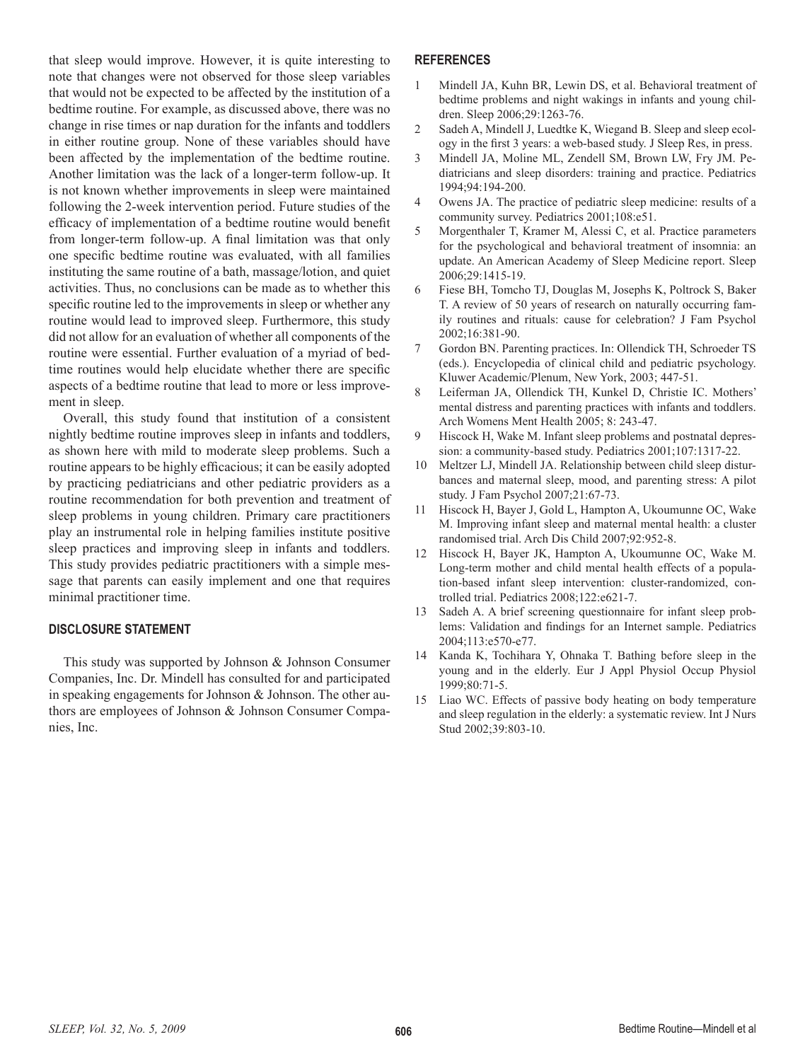that sleep would improve. However, it is quite interesting to note that changes were not observed for those sleep variables that would not be expected to be affected by the institution of a bedtime routine. For example, as discussed above, there was no change in rise times or nap duration for the infants and toddlers in either routine group. None of these variables should have been affected by the implementation of the bedtime routine. Another limitation was the lack of a longer-term follow-up. It is not known whether improvements in sleep were maintained following the 2-week intervention period. Future studies of the efficacy of implementation of a bedtime routine would benefit from longer-term follow-up. A final limitation was that only one specific bedtime routine was evaluated, with all families instituting the same routine of a bath, massage/lotion, and quiet activities. Thus, no conclusions can be made as to whether this specific routine led to the improvements in sleep or whether any routine would lead to improved sleep. Furthermore, this study did not allow for an evaluation of whether all components of the routine were essential. Further evaluation of a myriad of bedtime routines would help elucidate whether there are specific aspects of a bedtime routine that lead to more or less improvement in sleep.

Overall, this study found that institution of a consistent nightly bedtime routine improves sleep in infants and toddlers, as shown here with mild to moderate sleep problems. Such a routine appears to be highly efficacious; it can be easily adopted by practicing pediatricians and other pediatric providers as a routine recommendation for both prevention and treatment of sleep problems in young children. Primary care practitioners play an instrumental role in helping families institute positive sleep practices and improving sleep in infants and toddlers. This study provides pediatric practitioners with a simple message that parents can easily implement and one that requires minimal practitioner time.

## DISCLOSURE STATEMENT

This study was supported by Johnson & Johnson Consumer Companies, Inc. Dr. Mindell has consulted for and participated in speaking engagements for Johnson & Johnson. The other authors are employees of Johnson & Johnson Consumer Companies, Inc.

## REFERENCES

1. Mindell JA, Kuhn BR, Lewin DS, et al. Behavioral treatment of bedtime problems and night wakings in infants and young children. Sleep 2006;29:1263-76.
2. Sadeh A, Mindell J, Luedtke K, Wiegand B. Sleep and sleep ecology in the first 3 years: a web-based study. J Sleep Res, in press.
3. Mindell JA, Moline ML, Zendell SM, Brown LW, Fry JM. Pediatricians and sleep disorders: training and practice. Pediatrics 1994;94:194-200.
4. Owens JA. The practice of pediatric sleep medicine: results of a community survey. Pediatrics 2001;108:e51.
5. Morgenthaler T, Kramer M, Alessi C, et al. Practice parameters for the psychological and behavioral treatment of insomnia: an update. An American Academy of Sleep Medicine report. Sleep 2006;29:1415-19.
6. Fiese BH, Tomcho TJ, Douglas M, Josephs K, Poltrock S, Baker T. A review of 50 years of research on naturally occurring family routines and rituals: cause for celebration? J Fam Psychol 2002;16:381-90.
7. Gordon BN. Parenting practices. In: Ollendick TH, Schroeder TS (eds.). Encyclopedia of clinical child and pediatric psychology. Kluwer Academic/Plenum, New York, 2003; 447-51.
8. Leiferman JA, Ollendick TH, Kunkel D, Christie IC. Mothers' mental distress and parenting practices with infants and toddlers. Arch Womens Ment Health 2005; 8: 243-47.
9. Hiscock H, Wake M. Infant sleep problems and postnatal depression: a community-based study. Pediatrics 2001;107:1317-22.
10. Meltzer LJ, Mindell JA. Relationship between child sleep disturbances and maternal sleep, mood, and parenting stress: A pilot study. J Fam Psychol 2007;21:67-73.
11. Hiscock H, Bayer J, Gold L, Hampton A, Ukoumunne OC, Wake M. Improving infant sleep and maternal mental health: a cluster randomised trial. Arch Dis Child 2007;92:952-8.
12. Hiscock H, Bayer JK, Hampton A, Ukoumunne OC, Wake M. Long-term mother and child mental health effects of a population-based infant sleep intervention: cluster-randomized, controlled trial. Pediatrics 2008;122:e621-7.
13. Sadeh A. A brief screening questionnaire for infant sleep problems: Validation and findings for an Internet sample. Pediatrics 2004;113:e570-e77.
14. Kanda K, Tochihara Y, Ohnaka T. Bathing before sleep in the young and in the elderly. Eur J Appl Physiol Occup Physiol 1999;80:71-5.
15. Liao WC. Effects of passive body heating on body temperature and sleep regulation in the elderly: a systematic review. Int J Nurs Stud 2002;39:803-10.